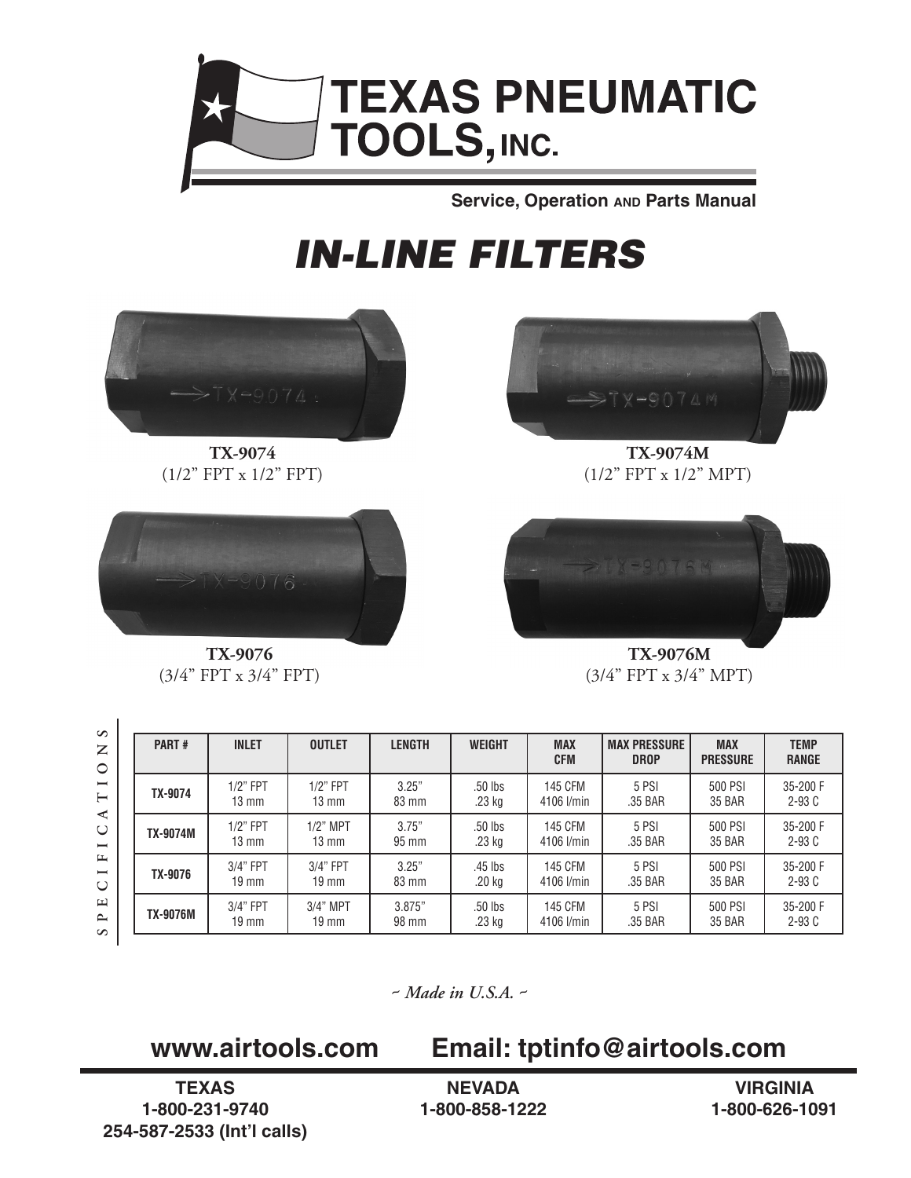# TEXAS PNEUMATIC TOOLS, INC.

**Service, Operation AND Parts Manual**

# *IN-LINE FILTERS*

**TX-9074**
(1/2" FPT x 1/2" FPT)

**TX-9074M**
(1/2" FPT x 1/2" MPT)

**TX-9076**
(3/4" FPT x 3/4" FPT)

**TX-9076M**
(3/4" FPT x 3/4" MPT)

## SPECIFICATIONS

| PART # | INLET | OUTLET | LENGTH | WEIGHT | MAX CFM | MAX PRESSURE DROP | MAX PRESSURE | TEMP RANGE |
|---|---|---|---|---|---|---|---|---|
| TX-9074 | 1/2" FPT 13 mm | 1/2" FPT 13 mm | 3.25" 83 mm | .50 lbs .23 kg | 145 CFM 4106 l/min | 5 PSI .35 BAR | 500 PSI 35 BAR | 35-200 F 2-93 C |
| TX-9074M | 1/2" FPT 13 mm | 1/2" MPT 13 mm | 3.75" 95 mm | .50 lbs .23 kg | 145 CFM 4106 l/min | 5 PSI .35 BAR | 500 PSI 35 BAR | 35-200 F 2-93 C |
| TX-9076 | 3/4" FPT 19 mm | 3/4" FPT 19 mm | 3.25" 83 mm | .45 lbs .20 kg | 145 CFM 4106 l/min | 5 PSI .35 BAR | 500 PSI 35 BAR | 35-200 F 2-93 C |
| TX-9076M | 3/4" FPT 19 mm | 3/4" MPT 19 mm | 3.875" 98 mm | .50 lbs .23 kg | 145 CFM 4106 l/min | 5 PSI .35 BAR | 500 PSI 35 BAR | 35-200 F 2-93 C |

*~ Made in U.S.A. ~*

**www.airtools.com** **Email: tptinfo@airtools.com**

**TEXAS**
**1-800-231-9740**
**254-587-2533 (Int'l calls)**

**NEVADA**
**1-800-858-1222**

**VIRGINIA**
**1-800-626-1091**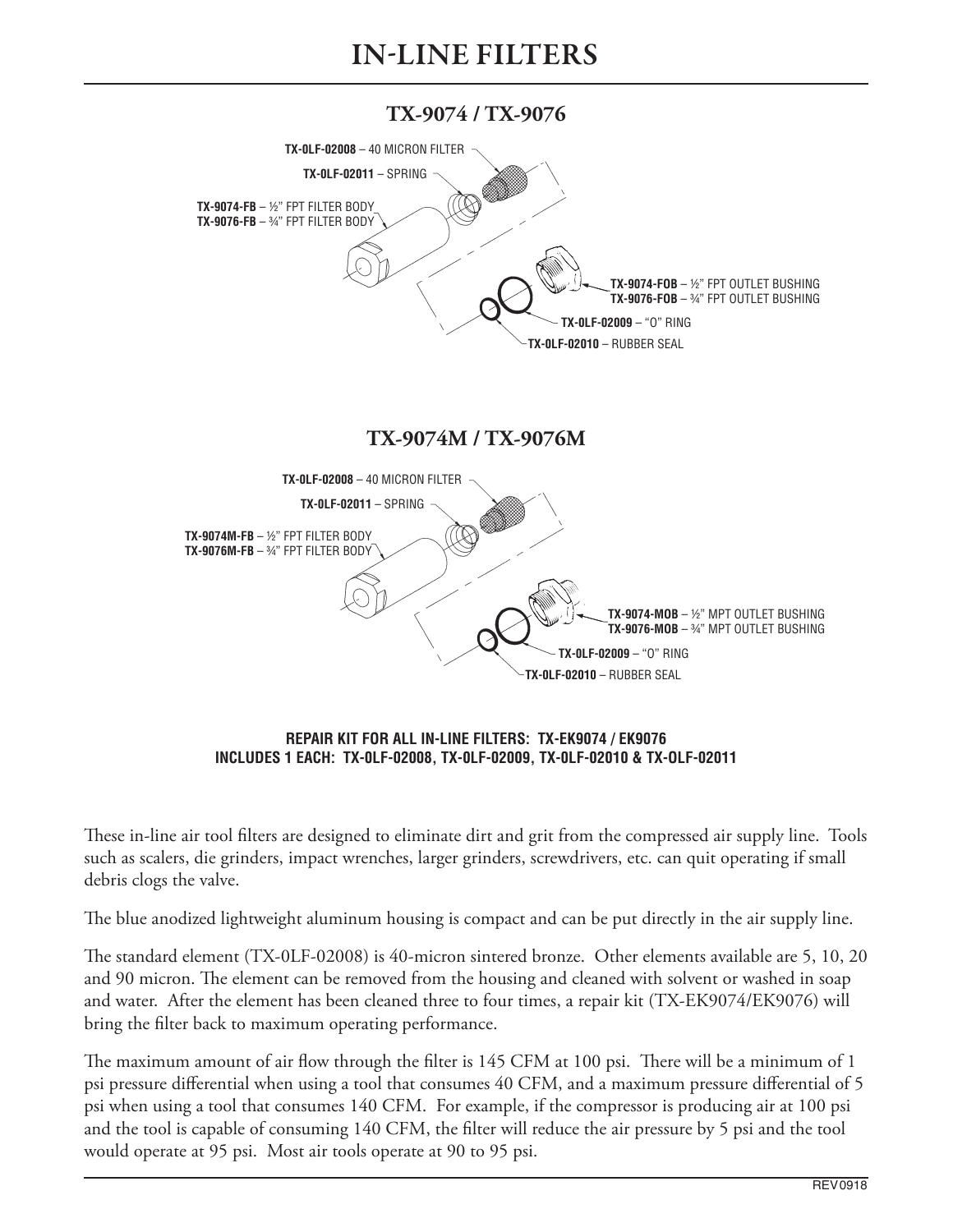# IN-LINE FILTERS

## TX-9074 / TX-9076

**TX-0LF-02008** – 40 MICRON FILTER
**TX-0LF-02011** – SPRING
**TX-9074-FB** – ½" FPT FILTER BODY
**TX-9076-FB** – ¾" FPT FILTER BODY
**TX-9074-FOB** – ½" FPT OUTLET BUSHING
**TX-9076-FOB** – ¾" FPT OUTLET BUSHING
**TX-0LF-02009** – "O" RING
**TX-0LF-02010** – RUBBER SEAL

## TX-9074M / TX-9076M

**TX-0LF-02008** – 40 MICRON FILTER
**TX-0LF-02011** – SPRING
**TX-9074M-FB** – ½" FPT FILTER BODY
**TX-9076M-FB** – ¾" FPT FILTER BODY
**TX-9074-MOB** – ½" MPT OUTLET BUSHING
**TX-9076-MOB** – ¾" MPT OUTLET BUSHING
**TX-0LF-02009** – "O" RING
**TX-0LF-02010** – RUBBER SEAL

**REPAIR KIT FOR ALL IN-LINE FILTERS: TX-EK9074 / EK9076**
**INCLUDES 1 EACH: TX-0LF-02008, TX-0LF-02009, TX-0LF-02010 & TX-OLF-02011**

These in-line air tool filters are designed to eliminate dirt and grit from the compressed air supply line. Tools such as scalers, die grinders, impact wrenches, larger grinders, screwdrivers, etc. can quit operating if small debris clogs the valve.

The blue anodized lightweight aluminum housing is compact and can be put directly in the air supply line.

The standard element (TX-0LF-02008) is 40-micron sintered bronze. Other elements available are 5, 10, 20 and 90 micron. The element can be removed from the housing and cleaned with solvent or washed in soap and water. After the element has been cleaned three to four times, a repair kit (TX-EK9074/EK9076) will bring the filter back to maximum operating performance.

The maximum amount of air flow through the filter is 145 CFM at 100 psi. There will be a minimum of 1 psi pressure differential when using a tool that consumes 40 CFM, and a maximum pressure differential of 5 psi when using a tool that consumes 140 CFM. For example, if the compressor is producing air at 100 psi and the tool is capable of consuming 140 CFM, the filter will reduce the air pressure by 5 psi and the tool would operate at 95 psi. Most air tools operate at 90 to 95 psi.

REV0918